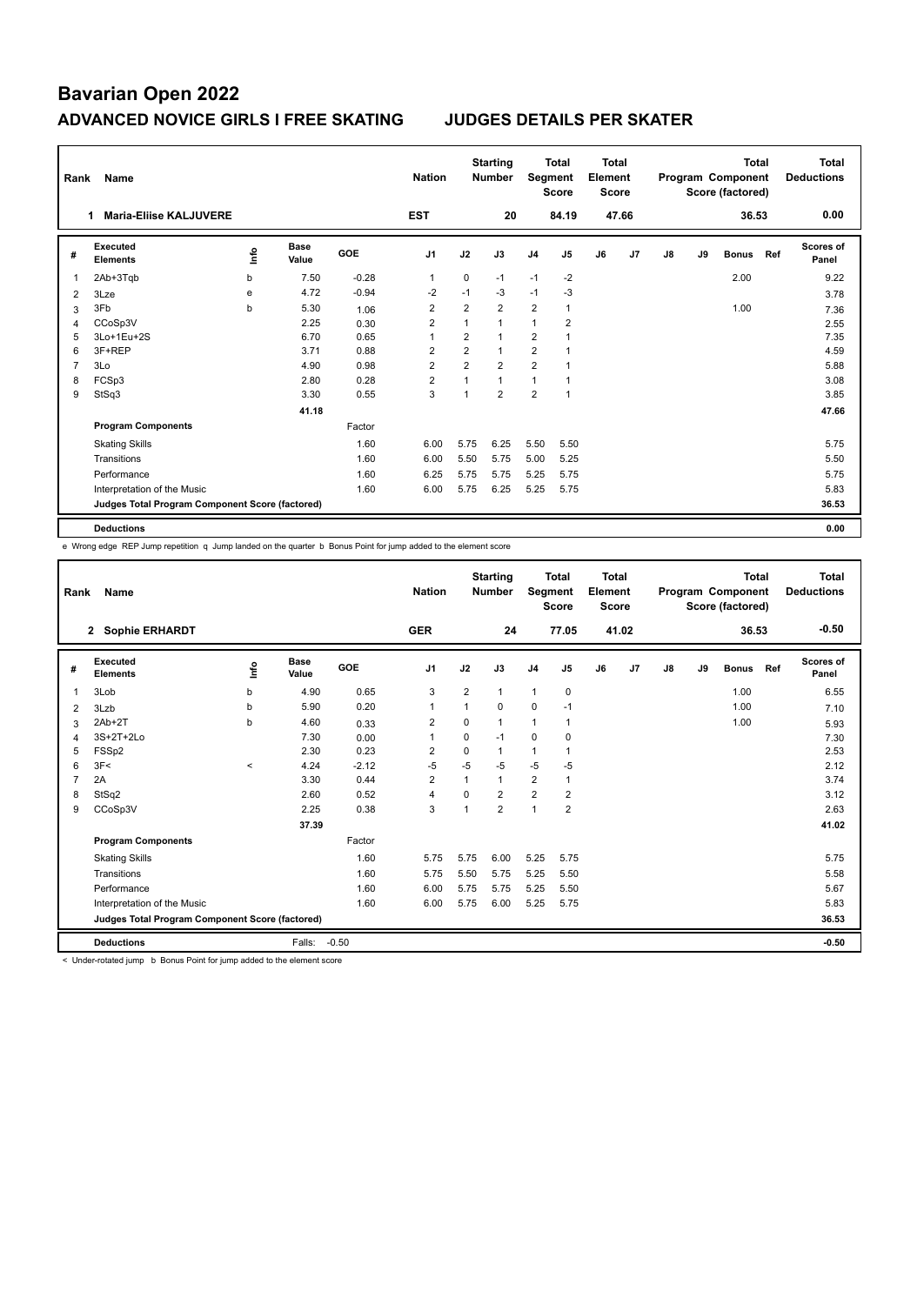# Bavarian Open 2022

## ADVANCED NOVICE GIRLS I FREE SKATING JUDGES DETAILS PER SKATER

| Rank | Name | Nation | Starting Number | Total Segment Score | Total Element Score | Total Program Component Score (factored) | Total Deductions |
|---|---|---|---|---|---|---|---|
| 1 | Maria-Eliise KALJUVERE | EST | 20 | 84.19 | 47.66 | 36.53 | 0.00 |

| # | Executed Elements | Info | Base Value | GOE | J1 | J2 | J3 | J4 | J5 | J6 | J7 | J8 | J9 | Bonus | Ref | Scores of Panel |
|---|---|---|---|---|---|---|---|---|---|---|---|---|---|---|---|---|
| 1 | 2Ab+3Tqb | b | 7.50 | -0.28 | 1 | 0 | -1 | -1 | -2 | | | | | 2.00 | | 9.22 |
| 2 | 3Lze | e | 4.72 | -0.94 | -2 | -1 | -3 | -1 | -3 | | | | | | | 3.78 |
| 3 | 3Fb | b | 5.30 | 1.06 | 2 | 2 | 2 | 2 | 1 | | | | | 1.00 | | 7.36 |
| 4 | CCoSp3V | | 2.25 | 0.30 | 2 | 1 | 1 | 1 | 2 | | | | | | | 2.55 |
| 5 | 3Lo+1Eu+2S | | 6.70 | 0.65 | 1 | 2 | 1 | 2 | 1 | | | | | | | 7.35 |
| 6 | 3F+REP | | 3.71 | 0.88 | 2 | 2 | 1 | 2 | 1 | | | | | | | 4.59 |
| 7 | 3Lo | | 4.90 | 0.98 | 2 | 2 | 2 | 2 | 1 | | | | | | | 5.88 |
| 8 | FCSp3 | | 2.80 | 0.28 | 2 | 1 | 1 | 1 | 1 | | | | | | | 3.08 |
| 9 | StSq3 | | 3.30 | 0.55 | 3 | 1 | 2 | 2 | 1 | | | | | | | 3.85 |
| | | | 41.18 | | | | | | | | | | | | | 47.66 |
| | **Program Components** | | | Factor | | | | | | | | | | | | |
| | Skating Skills | | | 1.60 | 6.00 | 5.75 | 6.25 | 5.50 | 5.50 | | | | | | | 5.75 |
| | Transitions | | | 1.60 | 6.00 | 5.50 | 5.75 | 5.00 | 5.25 | | | | | | | 5.50 |
| | Performance | | | 1.60 | 6.25 | 5.75 | 5.75 | 5.25 | 5.75 | | | | | | | 5.75 |
| | Interpretation of the Music | | | 1.60 | 6.00 | 5.75 | 6.25 | 5.25 | 5.75 | | | | | | | 5.83 |
| | **Judges Total Program Component Score (factored)** | | | | | | | | | | | | | | | 36.53 |
| | **Deductions** | | | | | | | | | | | | | | | 0.00 |

e Wrong edge REP Jump repetition q Jump landed on the quarter b Bonus Point for jump added to the element score

| Rank | Name | Nation | Starting Number | Total Segment Score | Total Element Score | Total Program Component Score (factored) | Total Deductions |
|---|---|---|---|---|---|---|---|
| 2 | Sophie ERHARDT | GER | 24 | 77.05 | 41.02 | 36.53 | -0.50 |

| # | Executed Elements | Info | Base Value | GOE | J1 | J2 | J3 | J4 | J5 | J6 | J7 | J8 | J9 | Bonus | Ref | Scores of Panel |
|---|---|---|---|---|---|---|---|---|---|---|---|---|---|---|---|---|
| 1 | 3Lob | b | 4.90 | 0.65 | 3 | 2 | 1 | 1 | 0 | | | | | 1.00 | | 6.55 |
| 2 | 3Lzb | b | 5.90 | 0.20 | 1 | 1 | 0 | 0 | -1 | | | | | 1.00 | | 7.10 |
| 3 | 2Ab+2T | b | 4.60 | 0.33 | 2 | 0 | 1 | 1 | 1 | | | | | 1.00 | | 5.93 |
| 4 | 3S+2T+2Lo | | 7.30 | 0.00 | 1 | 0 | -1 | 0 | 0 | | | | | | | 7.30 |
| 5 | FSSp2 | | 2.30 | 0.23 | 2 | 0 | 1 | 1 | 1 | | | | | | | 2.53 |
| 6 | 3F< | < | 4.24 | -2.12 | -5 | -5 | -5 | -5 | -5 | | | | | | | 2.12 |
| 7 | 2A | | 3.30 | 0.44 | 2 | 1 | 1 | 2 | 1 | | | | | | | 3.74 |
| 8 | StSq2 | | 2.60 | 0.52 | 4 | 0 | 2 | 2 | 2 | | | | | | | 3.12 |
| 9 | CCoSp3V | | 2.25 | 0.38 | 3 | 1 | 2 | 1 | 2 | | | | | | | 2.63 |
| | | | 37.39 | | | | | | | | | | | | | 41.02 |
| | **Program Components** | | | Factor | | | | | | | | | | | | |
| | Skating Skills | | | 1.60 | 5.75 | 5.75 | 6.00 | 5.25 | 5.75 | | | | | | | 5.75 |
| | Transitions | | | 1.60 | 5.75 | 5.50 | 5.75 | 5.25 | 5.50 | | | | | | | 5.58 |
| | Performance | | | 1.60 | 6.00 | 5.75 | 5.75 | 5.25 | 5.50 | | | | | | | 5.67 |
| | Interpretation of the Music | | | 1.60 | 6.00 | 5.75 | 6.00 | 5.25 | 5.75 | | | | | | | 5.83 |
| | **Judges Total Program Component Score (factored)** | | | | | | | | | | | | | | | 36.53 |
| | **Deductions** | | Falls: | -0.50 | | | | | | | | | | | | -0.50 |

< Under-rotated jump b Bonus Point for jump added to the element score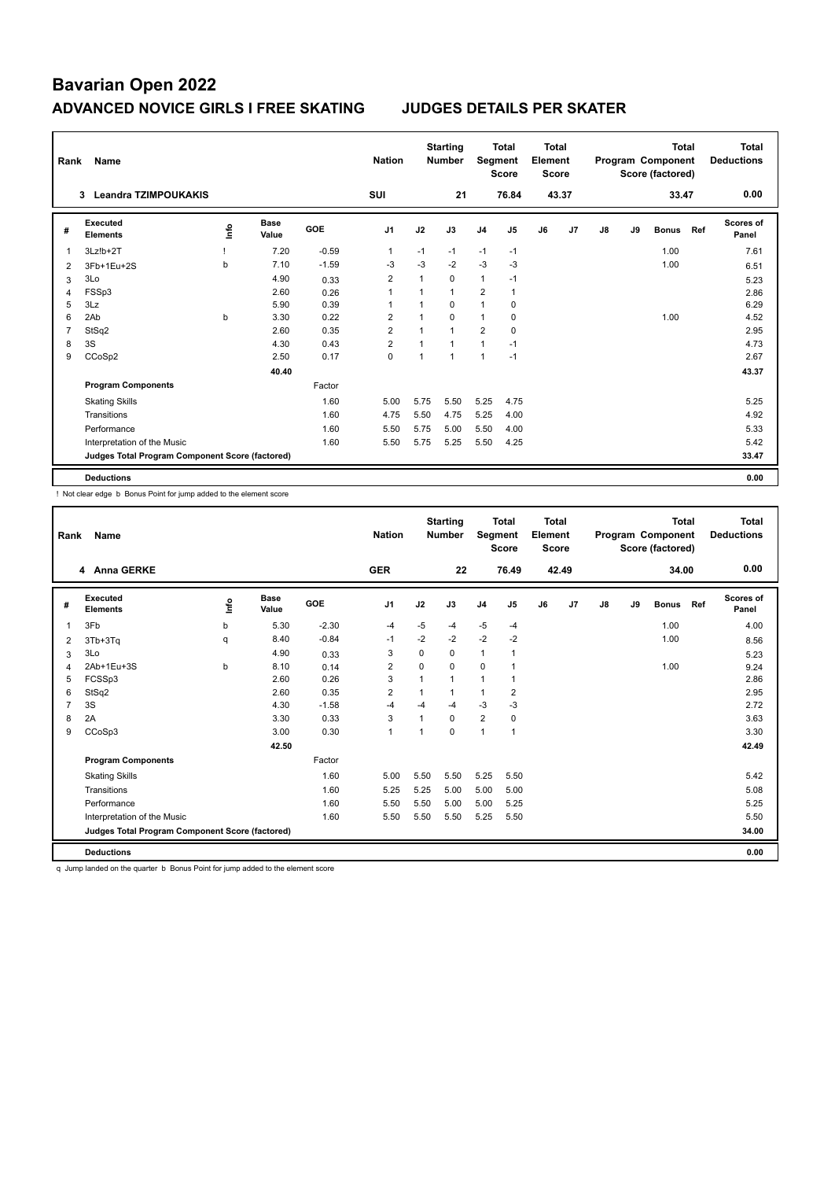# Bavarian Open 2022

## ADVANCED NOVICE GIRLS I FREE SKATING JUDGES DETAILS PER SKATER

| Rank | Name | Nation | Starting Number | Total Segment Score | Total Element Score | Total Program Component Score (factored) | Total Deductions |
|---|---|---|---|---|---|---|---|
| 3 | Leandra TZIMPOUKAKIS | SUI | 21 | 76.84 | 43.37 | 33.47 | 0.00 |

| # | Executed Elements | Info | Base Value | GOE | J1 | J2 | J3 | J4 | J5 | J6 | J7 | J8 | J9 | Bonus | Ref | Scores of Panel |
|---|---|---|---|---|---|---|---|---|---|---|---|---|---|---|---|---|
| 1 | 3Lz!b+2T | ! | 7.20 | -0.59 | 1 | -1 | -1 | -1 | -1 | | | | | 1.00 | | 7.61 |
| 2 | 3Fb+1Eu+2S | b | 7.10 | -1.59 | -3 | -3 | -2 | -3 | -3 | | | | | 1.00 | | 6.51 |
| 3 | 3Lo | | 4.90 | 0.33 | 2 | 1 | 0 | 1 | -1 | | | | | | | 5.23 |
| 4 | FSSp3 | | 2.60 | 0.26 | 1 | 1 | 1 | 2 | 1 | | | | | | | 2.86 |
| 5 | 3Lz | | 5.90 | 0.39 | 1 | 1 | 0 | 1 | 0 | | | | | | | 6.29 |
| 6 | 2Ab | b | 3.30 | 0.22 | 2 | 1 | 0 | 1 | 0 | | | | | 1.00 | | 4.52 |
| 7 | StSq2 | | 2.60 | 0.35 | 2 | 1 | 1 | 2 | 0 | | | | | | | 2.95 |
| 8 | 3S | | 4.30 | 0.43 | 2 | 1 | 1 | 1 | -1 | | | | | | | 4.73 |
| 9 | CCoSp2 | | 2.50 | 0.17 | 0 | 1 | 1 | 1 | -1 | | | | | | | 2.67 |
| | | | 40.40 | | | | | | | | | | | | | 43.37 |
| | **Program Components** | | | Factor | | | | | | | | | | | | |
| | Skating Skills | | | 1.60 | 5.00 | 5.75 | 5.50 | 5.25 | 4.75 | | | | | | | 5.25 |
| | Transitions | | | 1.60 | 4.75 | 5.50 | 4.75 | 5.25 | 4.00 | | | | | | | 4.92 |
| | Performance | | | 1.60 | 5.50 | 5.75 | 5.00 | 5.50 | 4.00 | | | | | | | 5.33 |
| | Interpretation of the Music | | | 1.60 | 5.50 | 5.75 | 5.25 | 5.50 | 4.25 | | | | | | | 5.42 |
| | **Judges Total Program Component Score (factored)** | | | | | | | | | | | | | | | 33.47 |
| | **Deductions** | | | | | | | | | | | | | | | 0.00 |

! Not clear edge b Bonus Point for jump added to the element score

| Rank | Name | Nation | Starting Number | Total Segment Score | Total Element Score | Total Program Component Score (factored) | Total Deductions |
|---|---|---|---|---|---|---|---|
| 4 | Anna GERKE | GER | 22 | 76.49 | 42.49 | 34.00 | 0.00 |

| # | Executed Elements | Info | Base Value | GOE | J1 | J2 | J3 | J4 | J5 | J6 | J7 | J8 | J9 | Bonus | Ref | Scores of Panel |
|---|---|---|---|---|---|---|---|---|---|---|---|---|---|---|---|---|
| 1 | 3Fb | b | 5.30 | -2.30 | -4 | -5 | -4 | -5 | -4 | | | | | 1.00 | | 4.00 |
| 2 | 3Tb+3Tq | q | 8.40 | -0.84 | -1 | -2 | -2 | -2 | -2 | | | | | 1.00 | | 8.56 |
| 3 | 3Lo | | 4.90 | 0.33 | 3 | 0 | 0 | 1 | 1 | | | | | | | 5.23 |
| 4 | 2Ab+1Eu+3S | b | 8.10 | 0.14 | 2 | 0 | 0 | 0 | 1 | | | | | 1.00 | | 9.24 |
| 5 | FCSSp3 | | 2.60 | 0.26 | 3 | 1 | 1 | 1 | 1 | | | | | | | 2.86 |
| 6 | StSq2 | | 2.60 | 0.35 | 2 | 1 | 1 | 1 | 2 | | | | | | | 2.95 |
| 7 | 3S | | 4.30 | -1.58 | -4 | -4 | -4 | -3 | -3 | | | | | | | 2.72 |
| 8 | 2A | | 3.30 | 0.33 | 3 | 1 | 0 | 2 | 0 | | | | | | | 3.63 |
| 9 | CCoSp3 | | 3.00 | 0.30 | 1 | 1 | 0 | 1 | 1 | | | | | | | 3.30 |
| | | | 42.50 | | | | | | | | | | | | | 42.49 |
| | **Program Components** | | | Factor | | | | | | | | | | | | |
| | Skating Skills | | | 1.60 | 5.00 | 5.50 | 5.50 | 5.25 | 5.50 | | | | | | | 5.42 |
| | Transitions | | | 1.60 | 5.25 | 5.25 | 5.00 | 5.00 | 5.00 | | | | | | | 5.08 |
| | Performance | | | 1.60 | 5.50 | 5.50 | 5.00 | 5.00 | 5.25 | | | | | | | 5.25 |
| | Interpretation of the Music | | | 1.60 | 5.50 | 5.50 | 5.50 | 5.25 | 5.50 | | | | | | | 5.50 |
| | **Judges Total Program Component Score (factored)** | | | | | | | | | | | | | | | 34.00 |
| | **Deductions** | | | | | | | | | | | | | | | 0.00 |

q Jump landed on the quarter b Bonus Point for jump added to the element score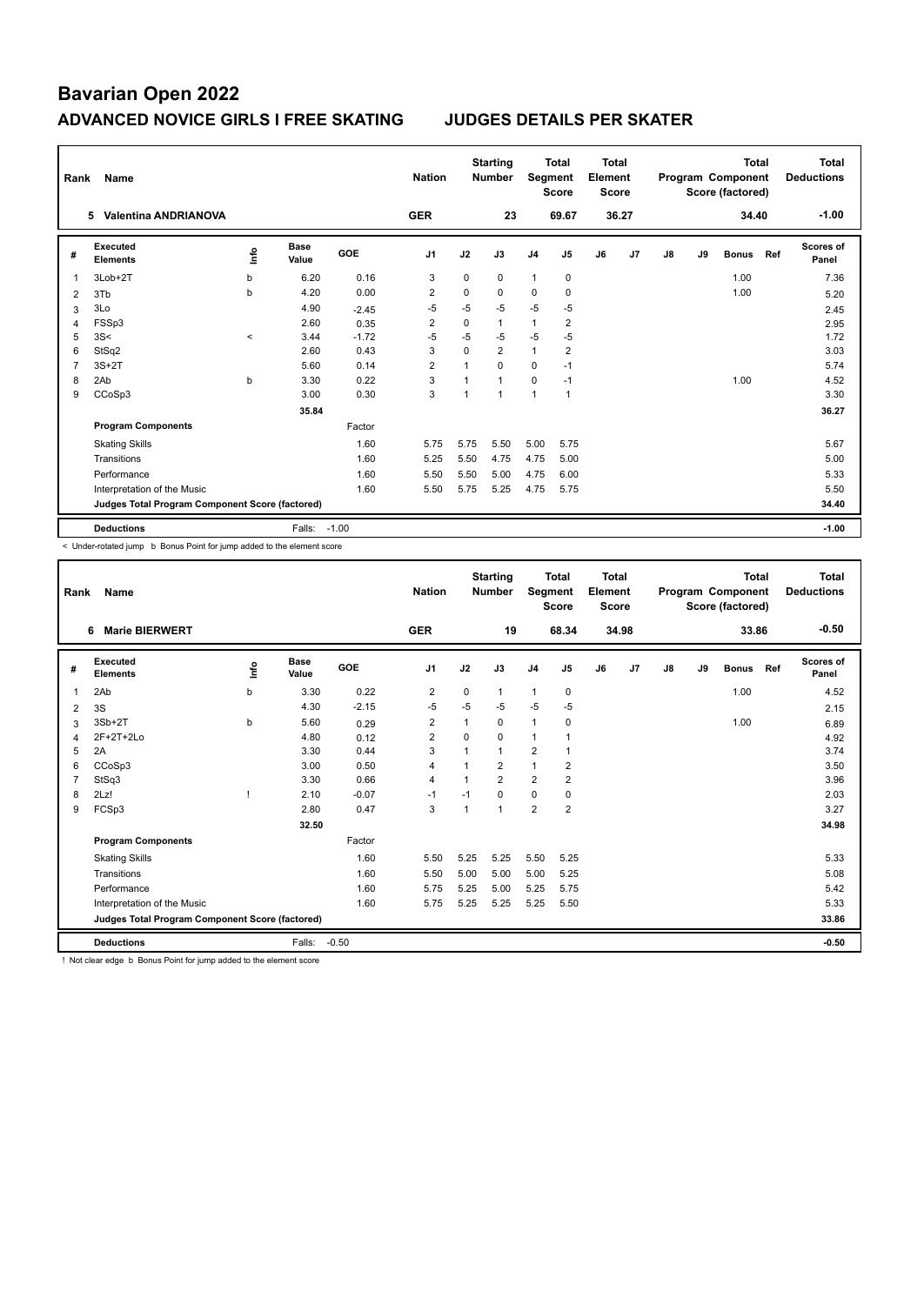# Bavarian Open 2022

## ADVANCED NOVICE GIRLS I FREE SKATING — JUDGES DETAILS PER SKATER

| Rank | Name | Nation | Starting Number | Total Segment Score | Total Element Score | Total Program Component Score (factored) | Total Deductions |
|---|---|---|---|---|---|---|---|
| 5 | Valentina ANDRIANOVA | GER | 23 | 69.67 | 36.27 | 34.40 | -1.00 |

| # | Executed Elements | Info | Base Value | GOE | J1 | J2 | J3 | J4 | J5 | J6 | J7 | J8 | J9 | Bonus | Ref | Scores of Panel |
|---|---|---|---|---|---|---|---|---|---|---|---|---|---|---|---|---|
| 1 | 3Lob+2T | b | 6.20 | 0.16 | 3 | 0 | 0 | 1 | 0 | | | | | 1.00 | | 7.36 |
| 2 | 3Tb | b | 4.20 | 0.00 | 2 | 0 | 0 | 0 | 0 | | | | | 1.00 | | 5.20 |
| 3 | 3Lo | | 4.90 | -2.45 | -5 | -5 | -5 | -5 | -5 | | | | | | | 2.45 |
| 4 | FSSp3 | | 2.60 | 0.35 | 2 | 0 | 1 | 1 | 2 | | | | | | | 2.95 |
| 5 | 3S< | < | 3.44 | -1.72 | -5 | -5 | -5 | -5 | -5 | | | | | | | 1.72 |
| 6 | StSq2 | | 2.60 | 0.43 | 3 | 0 | 2 | 1 | 2 | | | | | | | 3.03 |
| 7 | 3S+2T | | 5.60 | 0.14 | 2 | 1 | 0 | 0 | -1 | | | | | | | 5.74 |
| 8 | 2Ab | b | 3.30 | 0.22 | 3 | 1 | 1 | 0 | -1 | | | | | 1.00 | | 4.52 |
| 9 | CCoSp3 | | 3.00 | 0.30 | 3 | 1 | 1 | 1 | 1 | | | | | | | 3.30 |
| | | | 35.84 | | | | | | | | | | | | | 36.27 |
| | **Program Components** | | | Factor | | | | | | | | | | | | |
| | Skating Skills | | | 1.60 | 5.75 | 5.75 | 5.50 | 5.00 | 5.75 | | | | | | | 5.67 |
| | Transitions | | | 1.60 | 5.25 | 5.50 | 4.75 | 4.75 | 5.00 | | | | | | | 5.00 |
| | Performance | | | 1.60 | 5.50 | 5.50 | 5.00 | 4.75 | 6.00 | | | | | | | 5.33 |
| | Interpretation of the Music | | | 1.60 | 5.50 | 5.75 | 5.25 | 4.75 | 5.75 | | | | | | | 5.50 |
| | **Judges Total Program Component Score (factored)** | | | | | | | | | | | | | | | 34.40 |
| | **Deductions** | | Falls: | -1.00 | | | | | | | | | | | | -1.00 |

< Under-rotated jump b Bonus Point for jump added to the element score

| Rank | Name | Nation | Starting Number | Total Segment Score | Total Element Score | Total Program Component Score (factored) | Total Deductions |
|---|---|---|---|---|---|---|---|
| 6 | Marie BIERWERT | GER | 19 | 68.34 | 34.98 | 33.86 | -0.50 |

| # | Executed Elements | Info | Base Value | GOE | J1 | J2 | J3 | J4 | J5 | J6 | J7 | J8 | J9 | Bonus | Ref | Scores of Panel |
|---|---|---|---|---|---|---|---|---|---|---|---|---|---|---|---|---|
| 1 | 2Ab | b | 3.30 | 0.22 | 2 | 0 | 1 | 1 | 0 | | | | | 1.00 | | 4.52 |
| 2 | 3S | | 4.30 | -2.15 | -5 | -5 | -5 | -5 | -5 | | | | | | | 2.15 |
| 3 | 3Sb+2T | b | 5.60 | 0.29 | 2 | 1 | 0 | 1 | 0 | | | | | 1.00 | | 6.89 |
| 4 | 2F+2T+2Lo | | 4.80 | 0.12 | 2 | 0 | 0 | 1 | 1 | | | | | | | 4.92 |
| 5 | 2A | | 3.30 | 0.44 | 3 | 1 | 1 | 2 | 1 | | | | | | | 3.74 |
| 6 | CCoSp3 | | 3.00 | 0.50 | 4 | 1 | 2 | 1 | 2 | | | | | | | 3.50 |
| 7 | StSq3 | | 3.30 | 0.66 | 4 | 1 | 2 | 2 | 2 | | | | | | | 3.96 |
| 8 | 2Lz! | ! | 2.10 | -0.07 | -1 | -1 | 0 | 0 | 0 | | | | | | | 2.03 |
| 9 | FCSp3 | | 2.80 | 0.47 | 3 | 1 | 1 | 2 | 2 | | | | | | | 3.27 |
| | | | 32.50 | | | | | | | | | | | | | 34.98 |
| | **Program Components** | | | Factor | | | | | | | | | | | | |
| | Skating Skills | | | 1.60 | 5.50 | 5.25 | 5.25 | 5.50 | 5.25 | | | | | | | 5.33 |
| | Transitions | | | 1.60 | 5.50 | 5.00 | 5.00 | 5.00 | 5.25 | | | | | | | 5.08 |
| | Performance | | | 1.60 | 5.75 | 5.25 | 5.00 | 5.25 | 5.75 | | | | | | | 5.42 |
| | Interpretation of the Music | | | 1.60 | 5.75 | 5.25 | 5.25 | 5.25 | 5.50 | | | | | | | 5.33 |
| | **Judges Total Program Component Score (factored)** | | | | | | | | | | | | | | | 33.86 |
| | **Deductions** | | Falls: | -0.50 | | | | | | | | | | | | -0.50 |

! Not clear edge b Bonus Point for jump added to the element score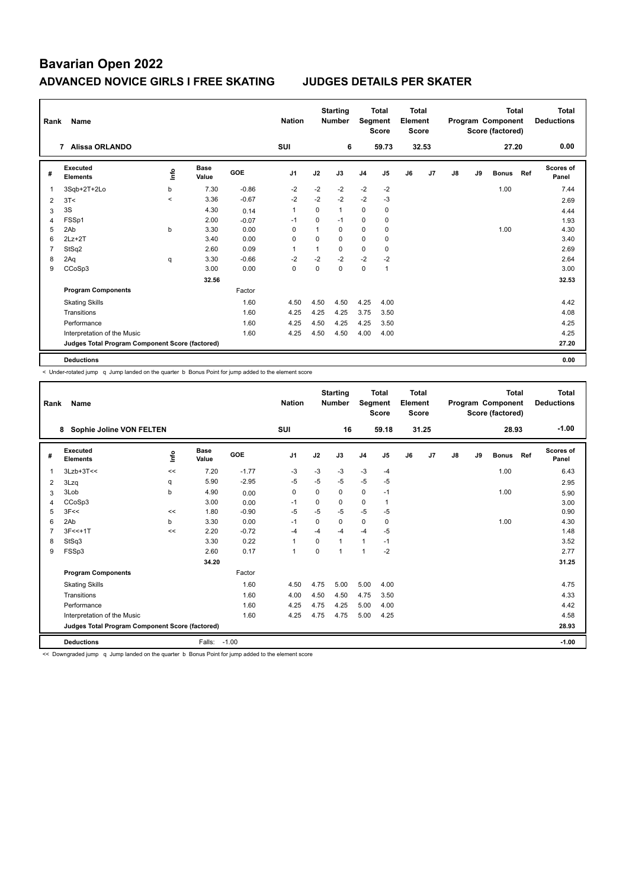# Bavarian Open 2022

## ADVANCED NOVICE GIRLS I FREE SKATING JUDGES DETAILS PER SKATER

| Rank | Name | Nation | Starting Number | Total Segment Score | Total Element Score | Total Program Component Score (factored) | Total Deductions |
|---|---|---|---|---|---|---|---|
| 7 | Alissa ORLANDO | SUI | 6 | 59.73 | 32.53 | 27.20 | 0.00 |

| # | Executed Elements | Info | Base Value | GOE | J1 | J2 | J3 | J4 | J5 | J6 | J7 | J8 | J9 | Bonus | Ref | Scores of Panel |
|---|---|---|---|---|---|---|---|---|---|---|---|---|---|---|---|---|
| 1 | 3Sqb+2T+2Lo | b | 7.30 | -0.86 | -2 | -2 | -2 | -2 | -2 | | | | | 1.00 | | 7.44 |
| 2 | 3T< | < | 3.36 | -0.67 | -2 | -2 | -2 | -2 | -3 | | | | | | | 2.69 |
| 3 | 3S | | 4.30 | 0.14 | 1 | 0 | 1 | 0 | 0 | | | | | | | 4.44 |
| 4 | FSSp1 | | 2.00 | -0.07 | -1 | 0 | -1 | 0 | 0 | | | | | | | 1.93 |
| 5 | 2Ab | b | 3.30 | 0.00 | 0 | 1 | 0 | 0 | 0 | | | | | 1.00 | | 4.30 |
| 6 | 2Lz+2T | | 3.40 | 0.00 | 0 | 0 | 0 | 0 | 0 | | | | | | | 3.40 |
| 7 | StSq2 | | 2.60 | 0.09 | 1 | 1 | 0 | 0 | 0 | | | | | | | 2.69 |
| 8 | 2Aq | q | 3.30 | -0.66 | -2 | -2 | -2 | -2 | -2 | | | | | | | 2.64 |
| 9 | CCoSp3 | | 3.00 | 0.00 | 0 | 0 | 0 | 0 | 1 | | | | | | | 3.00 |
| | | | 32.56 | | | | | | | | | | | | | 32.53 |
| | **Program Components** | | | Factor | | | | | | | | | | | | |
| | Skating Skills | | | 1.60 | 4.50 | 4.50 | 4.50 | 4.25 | 4.00 | | | | | | | 4.42 |
| | Transitions | | | 1.60 | 4.25 | 4.25 | 4.25 | 3.75 | 3.50 | | | | | | | 4.08 |
| | Performance | | | 1.60 | 4.25 | 4.50 | 4.25 | 4.25 | 3.50 | | | | | | | 4.25 |
| | Interpretation of the Music | | | 1.60 | 4.25 | 4.50 | 4.50 | 4.00 | 4.00 | | | | | | | 4.25 |
| | **Judges Total Program Component Score (factored)** | | | | | | | | | | | | | | | 27.20 |
| | **Deductions** | | | | | | | | | | | | | | | 0.00 |

< Under-rotated jump q Jump landed on the quarter b Bonus Point for jump added to the element score

| Rank | Name | Nation | Starting Number | Total Segment Score | Total Element Score | Total Program Component Score (factored) | Total Deductions |
|---|---|---|---|---|---|---|---|
| 8 | Sophie Joline VON FELTEN | SUI | 16 | 59.18 | 31.25 | 28.93 | -1.00 |

| # | Executed Elements | Info | Base Value | GOE | J1 | J2 | J3 | J4 | J5 | J6 | J7 | J8 | J9 | Bonus | Ref | Scores of Panel |
|---|---|---|---|---|---|---|---|---|---|---|---|---|---|---|---|---|
| 1 | 3Lzb+3T<< | << | 7.20 | -1.77 | -3 | -3 | -3 | -3 | -4 | | | | | 1.00 | | 6.43 |
| 2 | 3Lzq | q | 5.90 | -2.95 | -5 | -5 | -5 | -5 | -5 | | | | | | | 2.95 |
| 3 | 3Lob | b | 4.90 | 0.00 | 0 | 0 | 0 | 0 | -1 | | | | | 1.00 | | 5.90 |
| 4 | CCoSp3 | | 3.00 | 0.00 | -1 | 0 | 0 | 0 | 1 | | | | | | | 3.00 |
| 5 | 3F<< | << | 1.80 | -0.90 | -5 | -5 | -5 | -5 | -5 | | | | | | | 0.90 |
| 6 | 2Ab | b | 3.30 | 0.00 | -1 | 0 | 0 | 0 | 0 | | | | | 1.00 | | 4.30 |
| 7 | 3F<<+1T | << | 2.20 | -0.72 | -4 | -4 | -4 | -4 | -5 | | | | | | | 1.48 |
| 8 | StSq3 | | 3.30 | 0.22 | 1 | 0 | 1 | 1 | -1 | | | | | | | 3.52 |
| 9 | FSSp3 | | 2.60 | 0.17 | 1 | 0 | 1 | 1 | -2 | | | | | | | 2.77 |
| | | | 34.20 | | | | | | | | | | | | | 31.25 |
| | **Program Components** | | | Factor | | | | | | | | | | | | |
| | Skating Skills | | | 1.60 | 4.50 | 4.75 | 5.00 | 5.00 | 4.00 | | | | | | | 4.75 |
| | Transitions | | | 1.60 | 4.00 | 4.50 | 4.50 | 4.75 | 3.50 | | | | | | | 4.33 |
| | Performance | | | 1.60 | 4.25 | 4.75 | 4.25 | 5.00 | 4.00 | | | | | | | 4.42 |
| | Interpretation of the Music | | | 1.60 | 4.25 | 4.75 | 4.75 | 5.00 | 4.25 | | | | | | | 4.58 |
| | **Judges Total Program Component Score (factored)** | | | | | | | | | | | | | | | 28.93 |
| | **Deductions** | | Falls: | -1.00 | | | | | | | | | | | | -1.00 |

<< Downgraded jump q Jump landed on the quarter b Bonus Point for jump added to the element score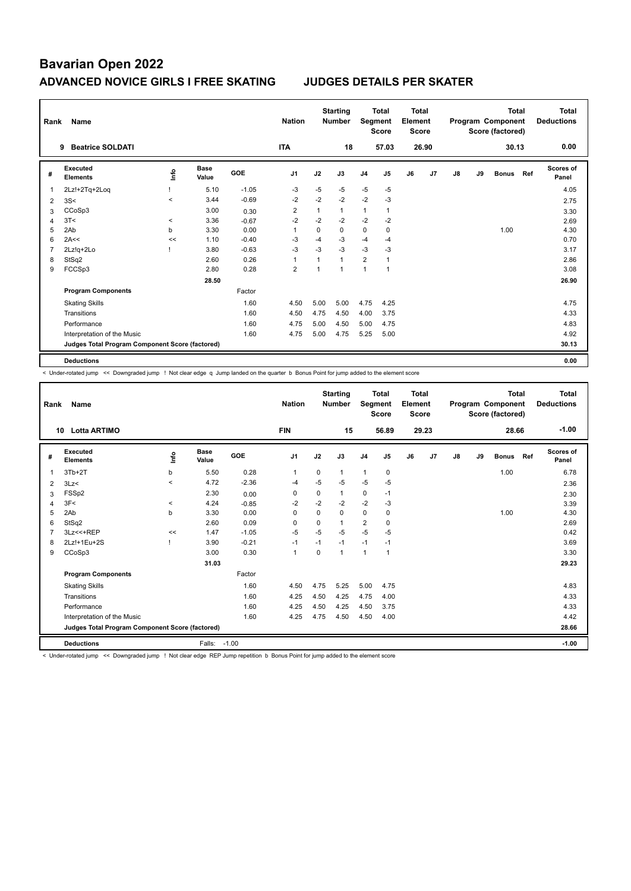# Bavarian Open 2022

## ADVANCED NOVICE GIRLS I FREE SKATING — JUDGES DETAILS PER SKATER

| Rank | Name | Nation | Starting Number | Total Segment Score | Total Element Score | Total Program Component Score (factored) | Total Deductions |
|---|---|---|---|---|---|---|---|
| 9 | Beatrice SOLDATI | ITA | 18 | 57.03 | 26.90 | 30.13 | 0.00 |

| # | Executed Elements | Info | Base Value | GOE | J1 | J2 | J3 | J4 | J5 | J6 | J7 | J8 | J9 | Bonus | Ref | Scores of Panel |
|---|---|---|---|---|---|---|---|---|---|---|---|---|---|---|---|---|
| 1 | 2Lz!+2Tq+2Loq | ! | 5.10 | -1.05 | -3 | -5 | -5 | -5 | -5 | | | | | | | 4.05 |
| 2 | 3S< | < | 3.44 | -0.69 | -2 | -2 | -2 | -2 | -3 | | | | | | | 2.75 |
| 3 | CCoSp3 | | 3.00 | 0.30 | 2 | 1 | 1 | 1 | 1 | | | | | | | 3.30 |
| 4 | 3T< | < | 3.36 | -0.67 | -2 | -2 | -2 | -2 | -2 | | | | | | | 2.69 |
| 5 | 2Ab | b | 3.30 | 0.00 | 1 | 0 | 0 | 0 | 0 | | | | | 1.00 | | 4.30 |
| 6 | 2A<< | << | 1.10 | -0.40 | -3 | -4 | -3 | -4 | -4 | | | | | | | 0.70 |
| 7 | 2Lz!q+2Lo | ! | 3.80 | -0.63 | -3 | -3 | -3 | -3 | -3 | | | | | | | 3.17 |
| 8 | StSq2 | | 2.60 | 0.26 | 1 | 1 | 1 | 2 | 1 | | | | | | | 2.86 |
| 9 | FCCSp3 | | 2.80 | 0.28 | 2 | 1 | 1 | 1 | 1 | | | | | | | 3.08 |
| | | | 28.50 | | | | | | | | | | | | | 26.90 |
| | **Program Components** | | | Factor | | | | | | | | | | | | |
| | Skating Skills | | | 1.60 | 4.50 | 5.00 | 5.00 | 4.75 | 4.25 | | | | | | | 4.75 |
| | Transitions | | | 1.60 | 4.50 | 4.75 | 4.50 | 4.00 | 3.75 | | | | | | | 4.33 |
| | Performance | | | 1.60 | 4.75 | 5.00 | 4.50 | 5.00 | 4.75 | | | | | | | 4.83 |
| | Interpretation of the Music | | | 1.60 | 4.75 | 5.00 | 4.75 | 5.25 | 5.00 | | | | | | | 4.92 |
| | **Judges Total Program Component Score (factored)** | | | | | | | | | | | | | | | 30.13 |
| | **Deductions** | | | | | | | | | | | | | | | 0.00 |

< Under-rotated jump << Downgraded jump ! Not clear edge q Jump landed on the quarter b Bonus Point for jump added to the element score

| Rank | Name | Nation | Starting Number | Total Segment Score | Total Element Score | Total Program Component Score (factored) | Total Deductions |
|---|---|---|---|---|---|---|---|
| 10 | Lotta ARTIMO | FIN | 15 | 56.89 | 29.23 | 28.66 | -1.00 |

| # | Executed Elements | Info | Base Value | GOE | J1 | J2 | J3 | J4 | J5 | J6 | J7 | J8 | J9 | Bonus | Ref | Scores of Panel |
|---|---|---|---|---|---|---|---|---|---|---|---|---|---|---|---|---|
| 1 | 3Tb+2T | b | 5.50 | 0.28 | 1 | 0 | 1 | 1 | 0 | | | | | 1.00 | | 6.78 |
| 2 | 3Lz< | < | 4.72 | -2.36 | -4 | -5 | -5 | -5 | -5 | | | | | | | 2.36 |
| 3 | FSSp2 | | 2.30 | 0.00 | 0 | 0 | 1 | 0 | -1 | | | | | | | 2.30 |
| 4 | 3F< | < | 4.24 | -0.85 | -2 | -2 | -2 | -2 | -3 | | | | | | | 3.39 |
| 5 | 2Ab | b | 3.30 | 0.00 | 0 | 0 | 0 | 0 | 0 | | | | | 1.00 | | 4.30 |
| 6 | StSq2 | | 2.60 | 0.09 | 0 | 0 | 1 | 2 | 0 | | | | | | | 2.69 |
| 7 | 3Lz<<+REP | << | 1.47 | -1.05 | -5 | -5 | -5 | -5 | -5 | | | | | | | 0.42 |
| 8 | 2Lz!+1Eu+2S | ! | 3.90 | -0.21 | -1 | -1 | -1 | -1 | -1 | | | | | | | 3.69 |
| 9 | CCoSp3 | | 3.00 | 0.30 | 1 | 0 | 1 | 1 | 1 | | | | | | | 3.30 |
| | | | 31.03 | | | | | | | | | | | | | 29.23 |
| | **Program Components** | | | Factor | | | | | | | | | | | | |
| | Skating Skills | | | 1.60 | 4.50 | 4.75 | 5.25 | 5.00 | 4.75 | | | | | | | 4.83 |
| | Transitions | | | 1.60 | 4.25 | 4.50 | 4.25 | 4.75 | 4.00 | | | | | | | 4.33 |
| | Performance | | | 1.60 | 4.25 | 4.50 | 4.25 | 4.50 | 3.75 | | | | | | | 4.33 |
| | Interpretation of the Music | | | 1.60 | 4.25 | 4.75 | 4.50 | 4.50 | 4.00 | | | | | | | 4.42 |
| | **Judges Total Program Component Score (factored)** | | | | | | | | | | | | | | | 28.66 |
| | **Deductions** | | Falls: | -1.00 | | | | | | | | | | | | -1.00 |

< Under-rotated jump << Downgraded jump ! Not clear edge REP Jump repetition b Bonus Point for jump added to the element score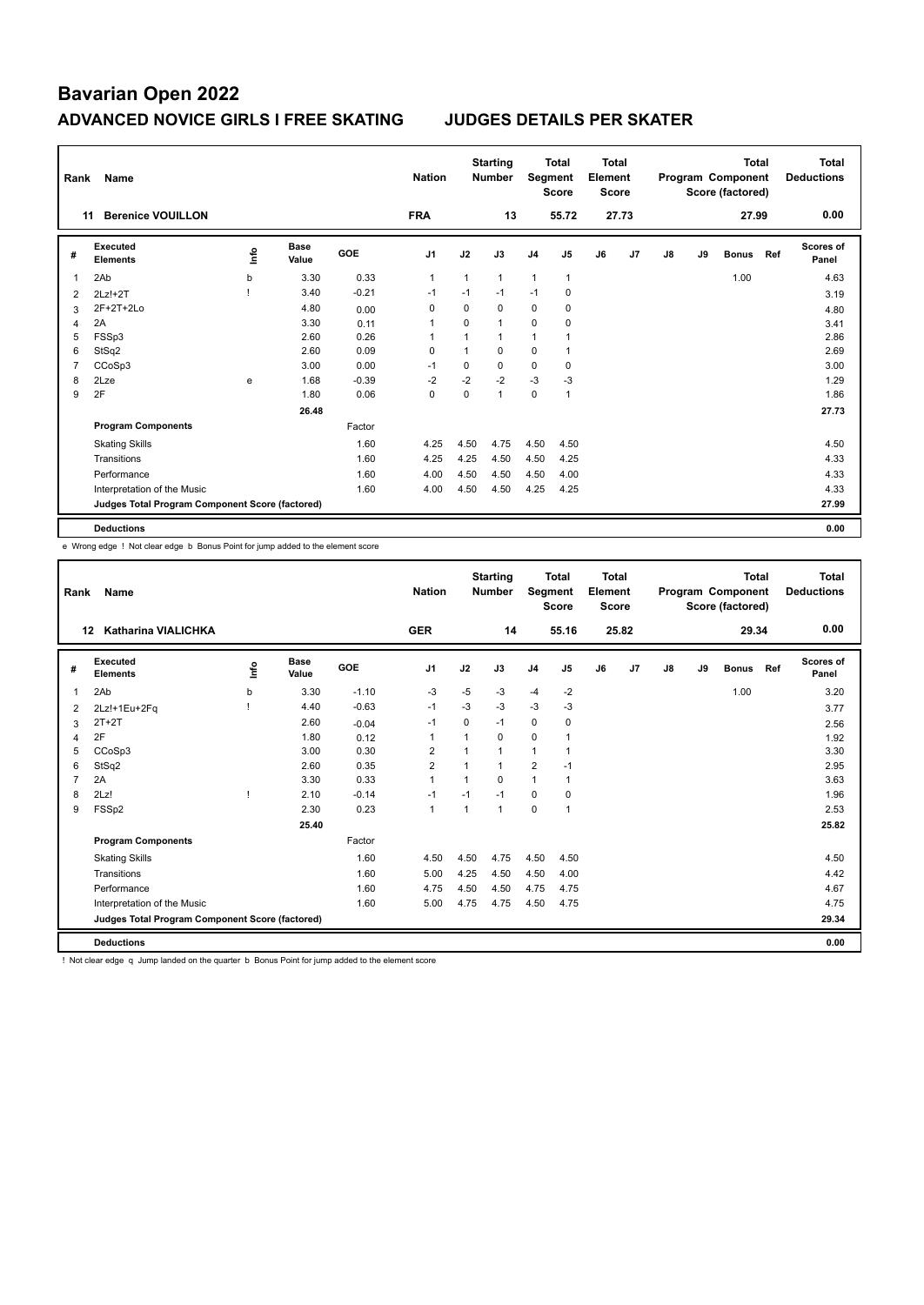# Bavarian Open 2022

## ADVANCED NOVICE GIRLS I FREE SKATING JUDGES DETAILS PER SKATER

| Rank | Name | Nation | Starting Number | Total Segment Score | Total Element Score | Total Program Component Score (factored) | Total Deductions |
|---|---|---|---|---|---|---|---|
| 11 | Berenice VOUILLON | FRA | 13 | 55.72 | 27.73 | 27.99 | 0.00 |

| # | Executed Elements | Info | Base Value | GOE | J1 | J2 | J3 | J4 | J5 | J6 | J7 | J8 | J9 | Bonus | Ref | Scores of Panel |
|---|---|---|---|---|---|---|---|---|---|---|---|---|---|---|---|---|
| 1 | 2Ab | b | 3.30 | 0.33 | 1 | 1 | 1 | 1 | 1 | | | | | 1.00 | | 4.63 |
| 2 | 2Lz!+2T | ! | 3.40 | -0.21 | -1 | -1 | -1 | -1 | 0 | | | | | | | 3.19 |
| 3 | 2F+2T+2Lo | | 4.80 | 0.00 | 0 | 0 | 0 | 0 | 0 | | | | | | | 4.80 |
| 4 | 2A | | 3.30 | 0.11 | 1 | 0 | 1 | 0 | 0 | | | | | | | 3.41 |
| 5 | FSSp3 | | 2.60 | 0.26 | 1 | 1 | 1 | 1 | 1 | | | | | | | 2.86 |
| 6 | StSq2 | | 2.60 | 0.09 | 0 | 1 | 0 | 0 | 1 | | | | | | | 2.69 |
| 7 | CCoSp3 | | 3.00 | 0.00 | -1 | 0 | 0 | 0 | 0 | | | | | | | 3.00 |
| 8 | 2Lze | e | 1.68 | -0.39 | -2 | -2 | -2 | -3 | -3 | | | | | | | 1.29 |
| 9 | 2F | | 1.80 | 0.06 | 0 | 0 | 1 | 0 | 1 | | | | | | | 1.86 |
| | | | 26.48 | | | | | | | | | | | | | 27.73 |
| | **Program Components** | | | Factor | | | | | | | | | | | | |
| | Skating Skills | | | 1.60 | 4.25 | 4.50 | 4.75 | 4.50 | 4.50 | | | | | | | 4.50 |
| | Transitions | | | 1.60 | 4.25 | 4.25 | 4.50 | 4.50 | 4.25 | | | | | | | 4.33 |
| | Performance | | | 1.60 | 4.00 | 4.50 | 4.50 | 4.50 | 4.00 | | | | | | | 4.33 |
| | Interpretation of the Music | | | 1.60 | 4.00 | 4.50 | 4.50 | 4.25 | 4.25 | | | | | | | 4.33 |
| | **Judges Total Program Component Score (factored)** | | | | | | | | | | | | | | | 27.99 |
| | **Deductions** | | | | | | | | | | | | | | | 0.00 |

e Wrong edge ! Not clear edge b Bonus Point for jump added to the element score

| Rank | Name | Nation | Starting Number | Total Segment Score | Total Element Score | Total Program Component Score (factored) | Total Deductions |
|---|---|---|---|---|---|---|---|
| 12 | Katharina VIALICHKA | GER | 14 | 55.16 | 25.82 | 29.34 | 0.00 |

| # | Executed Elements | Info | Base Value | GOE | J1 | J2 | J3 | J4 | J5 | J6 | J7 | J8 | J9 | Bonus | Ref | Scores of Panel |
|---|---|---|---|---|---|---|---|---|---|---|---|---|---|---|---|---|
| 1 | 2Ab | b | 3.30 | -1.10 | -3 | -5 | -3 | -4 | -2 | | | | | 1.00 | | 3.20 |
| 2 | 2Lz!+1Eu+2Fq | ! | 4.40 | -0.63 | -1 | -3 | -3 | -3 | -3 | | | | | | | 3.77 |
| 3 | 2T+2T | | 2.60 | -0.04 | -1 | 0 | -1 | 0 | 0 | | | | | | | 2.56 |
| 4 | 2F | | 1.80 | 0.12 | 1 | 1 | 0 | 0 | 1 | | | | | | | 1.92 |
| 5 | CCoSp3 | | 3.00 | 0.30 | 2 | 1 | 1 | 1 | 1 | | | | | | | 3.30 |
| 6 | StSq2 | | 2.60 | 0.35 | 2 | 1 | 1 | 2 | -1 | | | | | | | 2.95 |
| 7 | 2A | | 3.30 | 0.33 | 1 | 1 | 0 | 1 | 1 | | | | | | | 3.63 |
| 8 | 2Lz! | ! | 2.10 | -0.14 | -1 | -1 | -1 | 0 | 0 | | | | | | | 1.96 |
| 9 | FSSp2 | | 2.30 | 0.23 | 1 | 1 | 1 | 0 | 1 | | | | | | | 2.53 |
| | | | 25.40 | | | | | | | | | | | | | 25.82 |
| | **Program Components** | | | Factor | | | | | | | | | | | | |
| | Skating Skills | | | 1.60 | 4.50 | 4.50 | 4.75 | 4.50 | 4.50 | | | | | | | 4.50 |
| | Transitions | | | 1.60 | 5.00 | 4.25 | 4.50 | 4.50 | 4.00 | | | | | | | 4.42 |
| | Performance | | | 1.60 | 4.75 | 4.50 | 4.50 | 4.75 | 4.75 | | | | | | | 4.67 |
| | Interpretation of the Music | | | 1.60 | 5.00 | 4.75 | 4.75 | 4.50 | 4.75 | | | | | | | 4.75 |
| | **Judges Total Program Component Score (factored)** | | | | | | | | | | | | | | | 29.34 |
| | **Deductions** | | | | | | | | | | | | | | | 0.00 |

! Not clear edge q Jump landed on the quarter b Bonus Point for jump added to the element score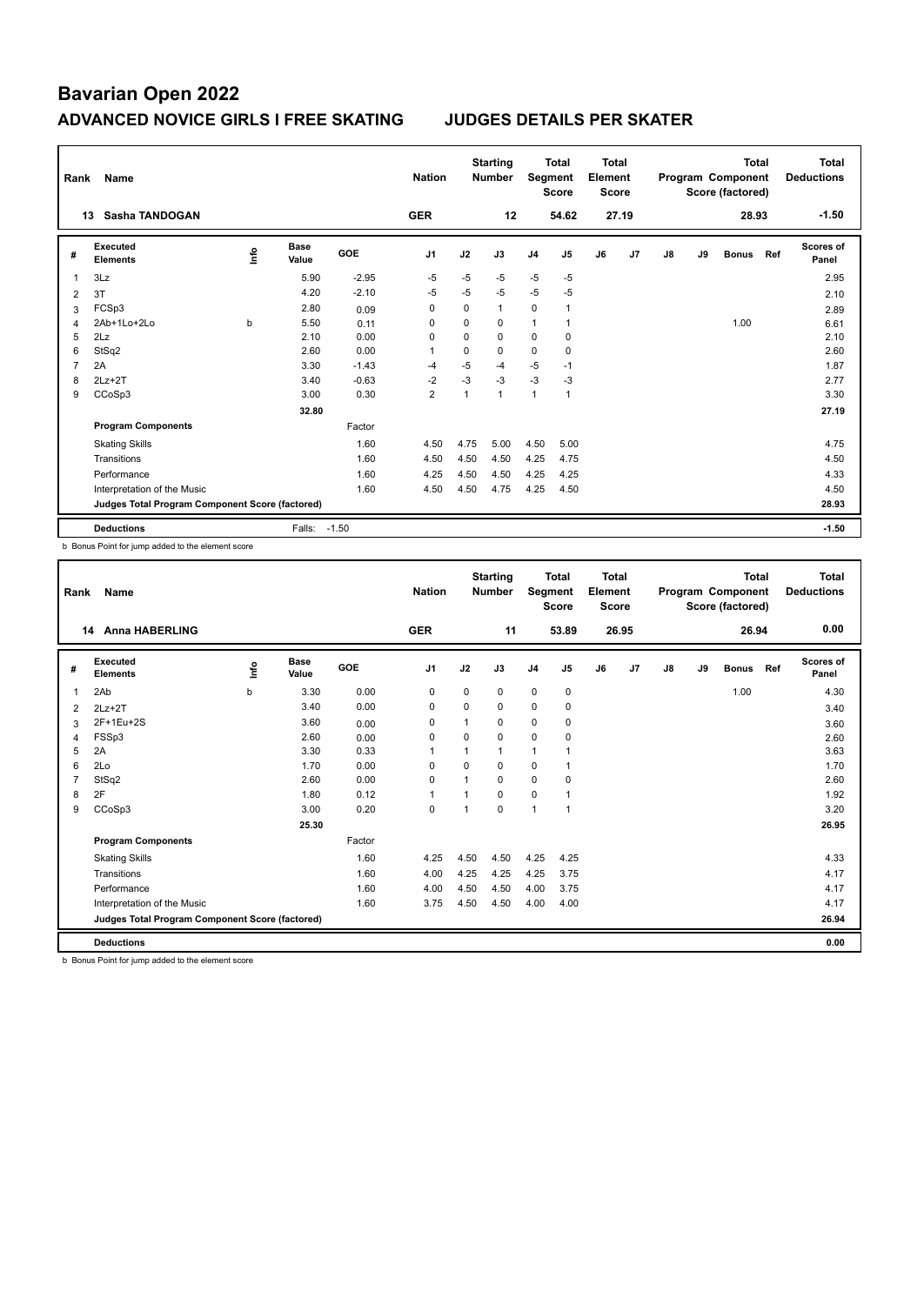# Bavarian Open 2022

## ADVANCED NOVICE GIRLS I FREE SKATING JUDGES DETAILS PER SKATER

| Rank | Name | | | | Nation | | Starting Number | | Total Segment Score | | Total Element Score | | | Total Program Component Score (factored) | | | Total Deductions |
|---|---|---|---|---|---|---|---|---|---|---|---|---|---|---|---|---|---|
| 13 | Sasha TANDOGAN | | | | GER | | 12 | | 54.62 | | 27.19 | | | 28.93 | | | -1.50 |

| # | Executed Elements | Info | Base Value | GOE | J1 | J2 | J3 | J4 | J5 | J6 | J7 | J8 | J9 | Bonus | Ref | Scores of Panel |
|---|---|---|---|---|---|---|---|---|---|---|---|---|---|---|---|---|
| 1 | 3Lz | | 5.90 | -2.95 | -5 | -5 | -5 | -5 | -5 | | | | | | | 2.95 |
| 2 | 3T | | 4.20 | -2.10 | -5 | -5 | -5 | -5 | -5 | | | | | | | 2.10 |
| 3 | FCSp3 | | 2.80 | 0.09 | 0 | 0 | 1 | 0 | 1 | | | | | | | 2.89 |
| 4 | 2Ab+1Lo+2Lo | b | 5.50 | 0.11 | 0 | 0 | 0 | 1 | 1 | | | | | 1.00 | | 6.61 |
| 5 | 2Lz | | 2.10 | 0.00 | 0 | 0 | 0 | 0 | 0 | | | | | | | 2.10 |
| 6 | StSq2 | | 2.60 | 0.00 | 1 | 0 | 0 | 0 | 0 | | | | | | | 2.60 |
| 7 | 2A | | 3.30 | -1.43 | -4 | -5 | -4 | -5 | -1 | | | | | | | 1.87 |
| 8 | 2Lz+2T | | 3.40 | -0.63 | -2 | -3 | -3 | -3 | -3 | | | | | | | 2.77 |
| 9 | CCoSp3 | | 3.00 | 0.30 | 2 | 1 | 1 | 1 | 1 | | | | | | | 3.30 |
| | | | 32.80 | | | | | | | | | | | | | 27.19 |
| | **Program Components** | | | Factor | | | | | | | | | | | | |
| | Skating Skills | | | 1.60 | 4.50 | 4.75 | 5.00 | 4.50 | 5.00 | | | | | | | 4.75 |
| | Transitions | | | 1.60 | 4.50 | 4.50 | 4.50 | 4.25 | 4.75 | | | | | | | 4.50 |
| | Performance | | | 1.60 | 4.25 | 4.50 | 4.50 | 4.25 | 4.25 | | | | | | | 4.33 |
| | Interpretation of the Music | | | 1.60 | 4.50 | 4.50 | 4.75 | 4.25 | 4.50 | | | | | | | 4.50 |
| | **Judges Total Program Component Score (factored)** | | | | | | | | | | | | | | | 28.93 |
| | **Deductions** | | Falls: | -1.50 | | | | | | | | | | | | -1.50 |

b Bonus Point for jump added to the element score

| Rank | Name | | | | Nation | | Starting Number | | Total Segment Score | | Total Element Score | | | Total Program Component Score (factored) | | | Total Deductions |
|---|---|---|---|---|---|---|---|---|---|---|---|---|---|---|---|---|---|
| 14 | Anna HABERLING | | | | GER | | 11 | | 53.89 | | 26.95 | | | 26.94 | | | 0.00 |

| # | Executed Elements | Info | Base Value | GOE | J1 | J2 | J3 | J4 | J5 | J6 | J7 | J8 | J9 | Bonus | Ref | Scores of Panel |
|---|---|---|---|---|---|---|---|---|---|---|---|---|---|---|---|---|
| 1 | 2Ab | b | 3.30 | 0.00 | 0 | 0 | 0 | 0 | 0 | | | | | 1.00 | | 4.30 |
| 2 | 2Lz+2T | | 3.40 | 0.00 | 0 | 0 | 0 | 0 | 0 | | | | | | | 3.40 |
| 3 | 2F+1Eu+2S | | 3.60 | 0.00 | 0 | 1 | 0 | 0 | 0 | | | | | | | 3.60 |
| 4 | FSSp3 | | 2.60 | 0.00 | 0 | 0 | 0 | 0 | 0 | | | | | | | 2.60 |
| 5 | 2A | | 3.30 | 0.33 | 1 | 1 | 1 | 1 | 1 | | | | | | | 3.63 |
| 6 | 2Lo | | 1.70 | 0.00 | 0 | 0 | 0 | 0 | 1 | | | | | | | 1.70 |
| 7 | StSq2 | | 2.60 | 0.00 | 0 | 1 | 0 | 0 | 0 | | | | | | | 2.60 |
| 8 | 2F | | 1.80 | 0.12 | 1 | 1 | 0 | 0 | 1 | | | | | | | 1.92 |
| 9 | CCoSp3 | | 3.00 | 0.20 | 0 | 1 | 0 | 1 | 1 | | | | | | | 3.20 |
| | | | 25.30 | | | | | | | | | | | | | 26.95 |
| | **Program Components** | | | Factor | | | | | | | | | | | | |
| | Skating Skills | | | 1.60 | 4.25 | 4.50 | 4.50 | 4.25 | 4.25 | | | | | | | 4.33 |
| | Transitions | | | 1.60 | 4.00 | 4.25 | 4.25 | 4.25 | 3.75 | | | | | | | 4.17 |
| | Performance | | | 1.60 | 4.00 | 4.50 | 4.50 | 4.00 | 3.75 | | | | | | | 4.17 |
| | Interpretation of the Music | | | 1.60 | 3.75 | 4.50 | 4.50 | 4.00 | 4.00 | | | | | | | 4.17 |
| | **Judges Total Program Component Score (factored)** | | | | | | | | | | | | | | | 26.94 |
| | **Deductions** | | | | | | | | | | | | | | | 0.00 |

b Bonus Point for jump added to the element score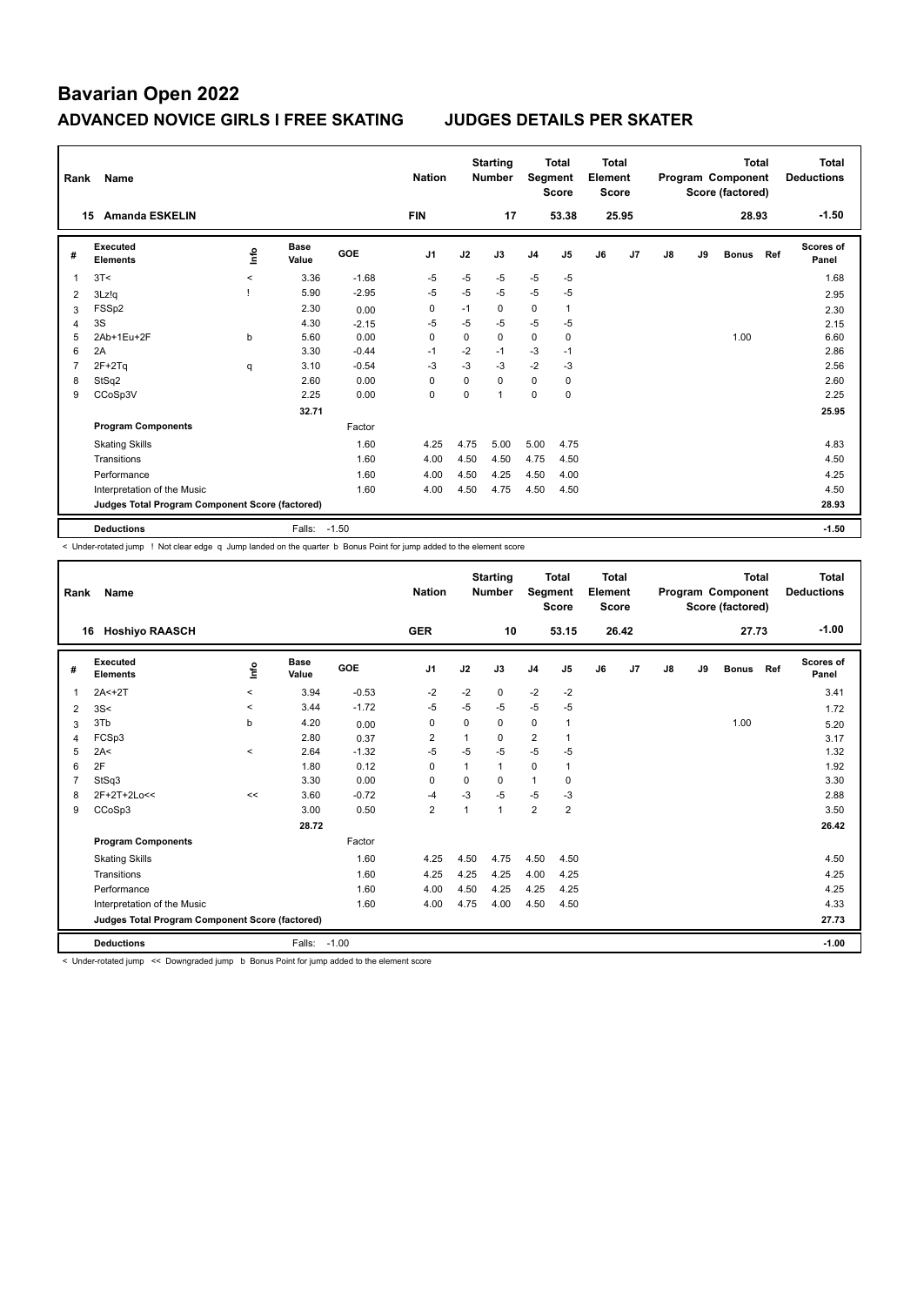# Bavarian Open 2022

## ADVANCED NOVICE GIRLS I FREE SKATING — JUDGES DETAILS PER SKATER

| Rank | Name | Nation | Starting Number | Total Segment Score | Total Element Score | Total Program Component Score (factored) | Total Deductions |
|---|---|---|---|---|---|---|---|
| 15 | Amanda ESKELIN | FIN | 17 | 53.38 | 25.95 | 28.93 | -1.50 |

| # | Executed Elements | Info | Base Value | GOE | J1 | J2 | J3 | J4 | J5 | J6 | J7 | J8 | J9 | Bonus | Ref | Scores of Panel |
|---|---|---|---|---|---|---|---|---|---|---|---|---|---|---|---|---|
| 1 | 3T< | < | 3.36 | -1.68 | -5 | -5 | -5 | -5 | -5 | | | | | | | 1.68 |
| 2 | 3Lz!q | ! | 5.90 | -2.95 | -5 | -5 | -5 | -5 | -5 | | | | | | | 2.95 |
| 3 | FSSp2 | | 2.30 | 0.00 | 0 | -1 | 0 | 0 | 1 | | | | | | | 2.30 |
| 4 | 3S | | 4.30 | -2.15 | -5 | -5 | -5 | -5 | -5 | | | | | | | 2.15 |
| 5 | 2Ab+1Eu+2F | b | 5.60 | 0.00 | 0 | 0 | 0 | 0 | 0 | | | | | 1.00 | | 6.60 |
| 6 | 2A | | 3.30 | -0.44 | -1 | -2 | -1 | -3 | -1 | | | | | | | 2.86 |
| 7 | 2F+2Tq | q | 3.10 | -0.54 | -3 | -3 | -3 | -2 | -3 | | | | | | | 2.56 |
| 8 | StSq2 | | 2.60 | 0.00 | 0 | 0 | 0 | 0 | 0 | | | | | | | 2.60 |
| 9 | CCoSp3V | | 2.25 | 0.00 | 0 | 0 | 1 | 0 | 0 | | | | | | | 2.25 |
| | | | 32.71 | | | | | | | | | | | | | 25.95 |
| | **Program Components** | | | Factor | | | | | | | | | | | | |
| | Skating Skills | | | 1.60 | 4.25 | 4.75 | 5.00 | 5.00 | 4.75 | | | | | | | 4.83 |
| | Transitions | | | 1.60 | 4.00 | 4.50 | 4.50 | 4.75 | 4.50 | | | | | | | 4.50 |
| | Performance | | | 1.60 | 4.00 | 4.50 | 4.25 | 4.50 | 4.00 | | | | | | | 4.25 |
| | Interpretation of the Music | | | 1.60 | 4.00 | 4.50 | 4.75 | 4.50 | 4.50 | | | | | | | 4.50 |
| | **Judges Total Program Component Score (factored)** | | | | | | | | | | | | | | | 28.93 |
| | **Deductions** | | Falls: | -1.50 | | | | | | | | | | | | -1.50 |

< Under-rotated jump ! Not clear edge q Jump landed on the quarter b Bonus Point for jump added to the element score

| Rank | Name | Nation | Starting Number | Total Segment Score | Total Element Score | Total Program Component Score (factored) | Total Deductions |
|---|---|---|---|---|---|---|---|
| 16 | Hoshiyo RAASCH | GER | 10 | 53.15 | 26.42 | 27.73 | -1.00 |

| # | Executed Elements | Info | Base Value | GOE | J1 | J2 | J3 | J4 | J5 | J6 | J7 | J8 | J9 | Bonus | Ref | Scores of Panel |
|---|---|---|---|---|---|---|---|---|---|---|---|---|---|---|---|---|
| 1 | 2A<+2T | < | 3.94 | -0.53 | -2 | -2 | 0 | -2 | -2 | | | | | | | 3.41 |
| 2 | 3S< | < | 3.44 | -1.72 | -5 | -5 | -5 | -5 | -5 | | | | | | | 1.72 |
| 3 | 3Tb | b | 4.20 | 0.00 | 0 | 0 | 0 | 0 | 1 | | | | | 1.00 | | 5.20 |
| 4 | FCSp3 | | 2.80 | 0.37 | 2 | 1 | 0 | 2 | 1 | | | | | | | 3.17 |
| 5 | 2A< | < | 2.64 | -1.32 | -5 | -5 | -5 | -5 | -5 | | | | | | | 1.32 |
| 6 | 2F | | 1.80 | 0.12 | 0 | 1 | 1 | 0 | 1 | | | | | | | 1.92 |
| 7 | StSq3 | | 3.30 | 0.00 | 0 | 0 | 0 | 1 | 0 | | | | | | | 3.30 |
| 8 | 2F+2T+2Lo<< | << | 3.60 | -0.72 | -4 | -3 | -5 | -5 | -3 | | | | | | | 2.88 |
| 9 | CCoSp3 | | 3.00 | 0.50 | 2 | 1 | 1 | 2 | 2 | | | | | | | 3.50 |
| | | | 28.72 | | | | | | | | | | | | | 26.42 |
| | **Program Components** | | | Factor | | | | | | | | | | | | |
| | Skating Skills | | | 1.60 | 4.25 | 4.50 | 4.75 | 4.50 | 4.50 | | | | | | | 4.50 |
| | Transitions | | | 1.60 | 4.25 | 4.25 | 4.25 | 4.00 | 4.25 | | | | | | | 4.25 |
| | Performance | | | 1.60 | 4.00 | 4.50 | 4.25 | 4.25 | 4.25 | | | | | | | 4.25 |
| | Interpretation of the Music | | | 1.60 | 4.00 | 4.75 | 4.00 | 4.50 | 4.50 | | | | | | | 4.33 |
| | **Judges Total Program Component Score (factored)** | | | | | | | | | | | | | | | 27.73 |
| | **Deductions** | | Falls: | -1.00 | | | | | | | | | | | | -1.00 |

< Under-rotated jump << Downgraded jump b Bonus Point for jump added to the element score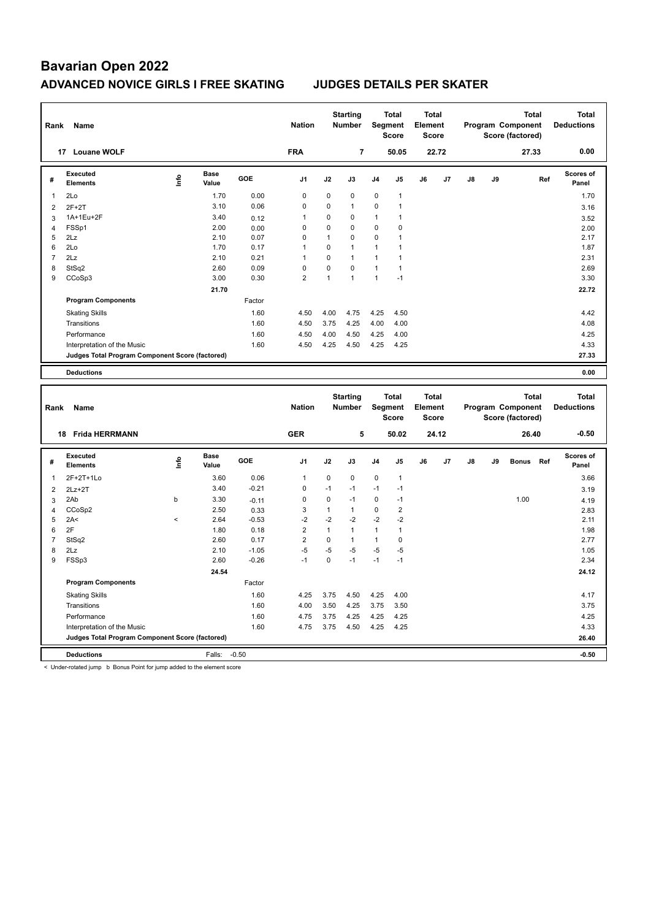# Bavarian Open 2022

## ADVANCED NOVICE GIRLS I FREE SKATING　　JUDGES DETAILS PER SKATER

| Rank | Name | Nation | Starting Number | Total Segment Score | Total Element Score | Total Program Component Score (factored) | Total Deductions |
|---|---|---|---|---|---|---|---|
| 17 | Louane WOLF | FRA | 7 | 50.05 | 22.72 | 27.33 | 0.00 |

| # | Executed Elements | Info | Base Value | GOE | J1 | J2 | J3 | J4 | J5 | J6 | J7 | J8 | J9 | Ref | Scores of Panel |
|---|---|---|---|---|---|---|---|---|---|---|---|---|---|---|---|
| 1 | 2Lo | | 1.70 | 0.00 | 0 | 0 | 0 | 0 | 1 | | | | | | 1.70 |
| 2 | 2F+2T | | 3.10 | 0.06 | 0 | 0 | 1 | 0 | 1 | | | | | | 3.16 |
| 3 | 1A+1Eu+2F | | 3.40 | 0.12 | 1 | 0 | 0 | 1 | 1 | | | | | | 3.52 |
| 4 | FSSp1 | | 2.00 | 0.00 | 0 | 0 | 0 | 0 | 0 | | | | | | 2.00 |
| 5 | 2Lz | | 2.10 | 0.07 | 0 | 1 | 0 | 0 | 1 | | | | | | 2.17 |
| 6 | 2Lo | | 1.70 | 0.17 | 1 | 0 | 1 | 1 | 1 | | | | | | 1.87 |
| 7 | 2Lz | | 2.10 | 0.21 | 1 | 0 | 1 | 1 | 1 | | | | | | 2.31 |
| 8 | StSq2 | | 2.60 | 0.09 | 0 | 0 | 0 | 1 | 1 | | | | | | 2.69 |
| 9 | CCoSp3 | | 3.00 | 0.30 | 2 | 1 | 1 | 1 | -1 | | | | | | 3.30 |
| | | | 21.70 | | | | | | | | | | | | 22.72 |
| | **Program Components** | | | Factor | | | | | | | | | | | |
| | Skating Skills | | | 1.60 | 4.50 | 4.00 | 4.75 | 4.25 | 4.50 | | | | | | 4.42 |
| | Transitions | | | 1.60 | 4.50 | 3.75 | 4.25 | 4.00 | 4.00 | | | | | | 4.08 |
| | Performance | | | 1.60 | 4.50 | 4.00 | 4.50 | 4.25 | 4.00 | | | | | | 4.25 |
| | Interpretation of the Music | | | 1.60 | 4.50 | 4.25 | 4.50 | 4.25 | 4.25 | | | | | | 4.33 |
| | **Judges Total Program Component Score (factored)** | | | | | | | | | | | | | | 27.33 |
| | **Deductions** | | | | | | | | | | | | | | 0.00 |

| Rank | Name | Nation | Starting Number | Total Segment Score | Total Element Score | Total Program Component Score (factored) | Total Deductions |
|---|---|---|---|---|---|---|---|
| 18 | Frida HERRMANN | GER | 5 | 50.02 | 24.12 | 26.40 | -0.50 |

| # | Executed Elements | Info | Base Value | GOE | J1 | J2 | J3 | J4 | J5 | J6 | J7 | J8 | J9 | Bonus | Ref | Scores of Panel |
|---|---|---|---|---|---|---|---|---|---|---|---|---|---|---|---|---|
| 1 | 2F+2T+1Lo | | 3.60 | 0.06 | 1 | 0 | 0 | 0 | 1 | | | | | | | 3.66 |
| 2 | 2Lz+2T | | 3.40 | -0.21 | 0 | -1 | -1 | -1 | -1 | | | | | | | 3.19 |
| 3 | 2Ab | b | 3.30 | -0.11 | 0 | 0 | -1 | 0 | -1 | | | | | 1.00 | | 4.19 |
| 4 | CCoSp2 | | 2.50 | 0.33 | 3 | 1 | 1 | 0 | 2 | | | | | | | 2.83 |
| 5 | 2A< | < | 2.64 | -0.53 | -2 | -2 | -2 | -2 | -2 | | | | | | | 2.11 |
| 6 | 2F | | 1.80 | 0.18 | 2 | 1 | 1 | 1 | 1 | | | | | | | 1.98 |
| 7 | StSq2 | | 2.60 | 0.17 | 2 | 0 | 1 | 1 | 0 | | | | | | | 2.77 |
| 8 | 2Lz | | 2.10 | -1.05 | -5 | -5 | -5 | -5 | -5 | | | | | | | 1.05 |
| 9 | FSSp3 | | 2.60 | -0.26 | -1 | 0 | -1 | -1 | -1 | | | | | | | 2.34 |
| | | | 24.54 | | | | | | | | | | | | | 24.12 |
| | **Program Components** | | | Factor | | | | | | | | | | | | |
| | Skating Skills | | | 1.60 | 4.25 | 3.75 | 4.50 | 4.25 | 4.00 | | | | | | | 4.17 |
| | Transitions | | | 1.60 | 4.00 | 3.50 | 4.25 | 3.75 | 3.50 | | | | | | | 3.75 |
| | Performance | | | 1.60 | 4.75 | 3.75 | 4.25 | 4.25 | 4.25 | | | | | | | 4.25 |
| | Interpretation of the Music | | | 1.60 | 4.75 | 3.75 | 4.50 | 4.25 | 4.25 | | | | | | | 4.33 |
| | **Judges Total Program Component Score (factored)** | | | | | | | | | | | | | | | 26.40 |
| | **Deductions** | | Falls: | -0.50 | | | | | | | | | | | | -0.50 |

< Under-rotated jump　b Bonus Point for jump added to the element score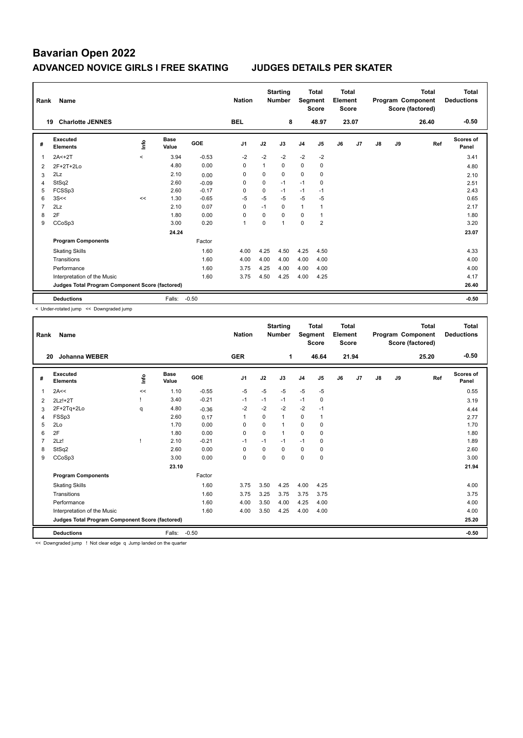# Bavarian Open 2022

## ADVANCED NOVICE GIRLS I FREE SKATING — JUDGES DETAILS PER SKATER

| Rank | Name | Nation | Starting Number | Total Segment Score | Total Element Score | Total Program Component Score (factored) | Total Deductions |
|---|---|---|---|---|---|---|---|
| 19 | Charlotte JENNES | BEL | 8 | 48.97 | 23.07 | 26.40 | -0.50 |

| # | Executed Elements | Info | Base Value | GOE | J1 | J2 | J3 | J4 | J5 | J6 | J7 | J8 | J9 | Ref | Scores of Panel |
|---|---|---|---|---|---|---|---|---|---|---|---|---|---|---|---|
| 1 | 2A<+2T | < | 3.94 | -0.53 | -2 | -2 | -2 | -2 | -2 | | | | | | 3.41 |
| 2 | 2F+2T+2Lo | | 4.80 | 0.00 | 0 | 1 | 0 | 0 | 0 | | | | | | 4.80 |
| 3 | 2Lz | | 2.10 | 0.00 | 0 | 0 | 0 | 0 | 0 | | | | | | 2.10 |
| 4 | StSq2 | | 2.60 | -0.09 | 0 | 0 | -1 | -1 | 0 | | | | | | 2.51 |
| 5 | FCSSp3 | | 2.60 | -0.17 | 0 | 0 | -1 | -1 | -1 | | | | | | 2.43 |
| 6 | 3S<< | << | 1.30 | -0.65 | -5 | -5 | -5 | -5 | -5 | | | | | | 0.65 |
| 7 | 2Lz | | 2.10 | 0.07 | 0 | -1 | 0 | 1 | 1 | | | | | | 2.17 |
| 8 | 2F | | 1.80 | 0.00 | 0 | 0 | 0 | 0 | 1 | | | | | | 1.80 |
| 9 | CCoSp3 | | 3.00 | 0.20 | 1 | 0 | 1 | 0 | 2 | | | | | | 3.20 |
| | | | 24.24 | | | | | | | | | | | | 23.07 |
| | **Program Components** | | | Factor | | | | | | | | | | | |
| | Skating Skills | | | 1.60 | 4.00 | 4.25 | 4.50 | 4.25 | 4.50 | | | | | | 4.33 |
| | Transitions | | | 1.60 | 4.00 | 4.00 | 4.00 | 4.00 | 4.00 | | | | | | 4.00 |
| | Performance | | | 1.60 | 3.75 | 4.25 | 4.00 | 4.00 | 4.00 | | | | | | 4.00 |
| | Interpretation of the Music | | | 1.60 | 3.75 | 4.50 | 4.25 | 4.00 | 4.25 | | | | | | 4.17 |
| | **Judges Total Program Component Score (factored)** | | | | | | | | | | | | | | 26.40 |
| | **Deductions** | | Falls: | -0.50 | | | | | | | | | | | -0.50 |

< Under-rotated jump << Downgraded jump

| Rank | Name | Nation | Starting Number | Total Segment Score | Total Element Score | Total Program Component Score (factored) | Total Deductions |
|---|---|---|---|---|---|---|---|
| 20 | Johanna WEBER | GER | 1 | 46.64 | 21.94 | 25.20 | -0.50 |

| # | Executed Elements | Info | Base Value | GOE | J1 | J2 | J3 | J4 | J5 | J6 | J7 | J8 | J9 | Ref | Scores of Panel |
|---|---|---|---|---|---|---|---|---|---|---|---|---|---|---|---|
| 1 | 2A<< | << | 1.10 | -0.55 | -5 | -5 | -5 | -5 | -5 | | | | | | 0.55 |
| 2 | 2Lz!+2T | ! | 3.40 | -0.21 | -1 | -1 | -1 | -1 | 0 | | | | | | 3.19 |
| 3 | 2F+2Tq+2Lo | q | 4.80 | -0.36 | -2 | -2 | -2 | -2 | -1 | | | | | | 4.44 |
| 4 | FSSp3 | | 2.60 | 0.17 | 1 | 0 | 1 | 0 | 1 | | | | | | 2.77 |
| 5 | 2Lo | | 1.70 | 0.00 | 0 | 0 | 1 | 0 | 0 | | | | | | 1.70 |
| 6 | 2F | | 1.80 | 0.00 | 0 | 0 | 1 | 0 | 0 | | | | | | 1.80 |
| 7 | 2Lz! | ! | 2.10 | -0.21 | -1 | -1 | -1 | -1 | 0 | | | | | | 1.89 |
| 8 | StSq2 | | 2.60 | 0.00 | 0 | 0 | 0 | 0 | 0 | | | | | | 2.60 |
| 9 | CCoSp3 | | 3.00 | 0.00 | 0 | 0 | 0 | 0 | 0 | | | | | | 3.00 |
| | | | 23.10 | | | | | | | | | | | | 21.94 |
| | **Program Components** | | | Factor | | | | | | | | | | | |
| | Skating Skills | | | 1.60 | 3.75 | 3.50 | 4.25 | 4.00 | 4.25 | | | | | | 4.00 |
| | Transitions | | | 1.60 | 3.75 | 3.25 | 3.75 | 3.75 | 3.75 | | | | | | 3.75 |
| | Performance | | | 1.60 | 4.00 | 3.50 | 4.00 | 4.25 | 4.00 | | | | | | 4.00 |
| | Interpretation of the Music | | | 1.60 | 4.00 | 3.50 | 4.25 | 4.00 | 4.00 | | | | | | 4.00 |
| | **Judges Total Program Component Score (factored)** | | | | | | | | | | | | | | 25.20 |
| | **Deductions** | | Falls: | -0.50 | | | | | | | | | | | -0.50 |

<< Downgraded jump ! Not clear edge q Jump landed on the quarter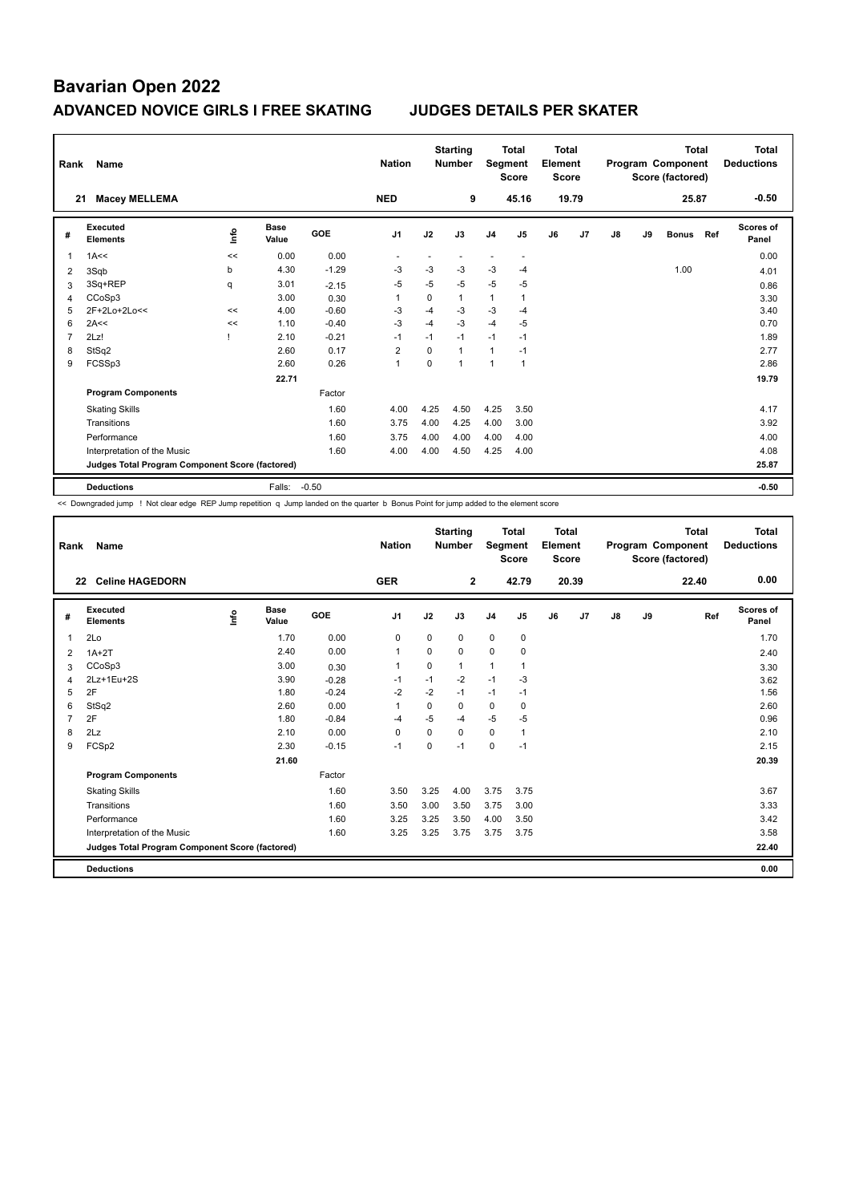# Bavarian Open 2022

## ADVANCED NOVICE GIRLS I FREE SKATING    JUDGES DETAILS PER SKATER

| Rank | Name | Nation | Starting Number | Total Segment Score | Total Element Score | Total Program Component Score (factored) | Total Deductions |
|---|---|---|---|---|---|---|---|
| 21 | Macey MELLEMA | NED | 9 | 45.16 | 19.79 | 25.87 | -0.50 |

| # | Executed Elements | Info | Base Value | GOE | J1 | J2 | J3 | J4 | J5 | J6 | J7 | J8 | J9 | Bonus | Ref | Scores of Panel |
|---|---|---|---|---|---|---|---|---|---|---|---|---|---|---|---|---|
| 1 | 1A<< | << | 0.00 | 0.00 | - | - | - | - | - | | | | | | | 0.00 |
| 2 | 3Sqb | b | 4.30 | -1.29 | -3 | -3 | -3 | -3 | -4 | | | | | 1.00 | | 4.01 |
| 3 | 3Sq+REP | q | 3.01 | -2.15 | -5 | -5 | -5 | -5 | -5 | | | | | | | 0.86 |
| 4 | CCoSp3 | | 3.00 | 0.30 | 1 | 0 | 1 | 1 | 1 | | | | | | | 3.30 |
| 5 | 2F+2Lo+2Lo<< | << | 4.00 | -0.60 | -3 | -4 | -3 | -3 | -4 | | | | | | | 3.40 |
| 6 | 2A<< | << | 1.10 | -0.40 | -3 | -4 | -3 | -4 | -5 | | | | | | | 0.70 |
| 7 | 2Lz! | ! | 2.10 | -0.21 | -1 | -1 | -1 | -1 | -1 | | | | | | | 1.89 |
| 8 | StSq2 | | 2.60 | 0.17 | 2 | 0 | 1 | 1 | -1 | | | | | | | 2.77 |
| 9 | FCSSp3 | | 2.60 | 0.26 | 1 | 0 | 1 | 1 | 1 | | | | | | | 2.86 |
| | | | 22.71 | | | | | | | | | | | | | 19.79 |
| | **Program Components** | | | Factor | | | | | | | | | | | | |
| | Skating Skills | | | 1.60 | 4.00 | 4.25 | 4.50 | 4.25 | 3.50 | | | | | | | 4.17 |
| | Transitions | | | 1.60 | 3.75 | 4.00 | 4.25 | 4.00 | 3.00 | | | | | | | 3.92 |
| | Performance | | | 1.60 | 3.75 | 4.00 | 4.00 | 4.00 | 4.00 | | | | | | | 4.00 |
| | Interpretation of the Music | | | 1.60 | 4.00 | 4.00 | 4.50 | 4.25 | 4.00 | | | | | | | 4.08 |
| | **Judges Total Program Component Score (factored)** | | | | | | | | | | | | | | | 25.87 |
| | **Deductions** | | Falls: | -0.50 | | | | | | | | | | | | -0.50 |

<< Downgraded jump ! Not clear edge REP Jump repetition q Jump landed on the quarter b Bonus Point for jump added to the element score

| Rank | Name | Nation | Starting Number | Total Segment Score | Total Element Score | Total Program Component Score (factored) | Total Deductions |
|---|---|---|---|---|---|---|---|
| 22 | Celine HAGEDORN | GER | 2 | 42.79 | 20.39 | 22.40 | 0.00 |

| # | Executed Elements | Info | Base Value | GOE | J1 | J2 | J3 | J4 | J5 | J6 | J7 | J8 | J9 | Ref | Scores of Panel |
|---|---|---|---|---|---|---|---|---|---|---|---|---|---|---|---|
| 1 | 2Lo | | 1.70 | 0.00 | 0 | 0 | 0 | 0 | 0 | | | | | | 1.70 |
| 2 | 1A+2T | | 2.40 | 0.00 | 1 | 0 | 0 | 0 | 0 | | | | | | 2.40 |
| 3 | CCoSp3 | | 3.00 | 0.30 | 1 | 0 | 1 | 1 | 1 | | | | | | 3.30 |
| 4 | 2Lz+1Eu+2S | | 3.90 | -0.28 | -1 | -1 | -2 | -1 | -3 | | | | | | 3.62 |
| 5 | 2F | | 1.80 | -0.24 | -2 | -2 | -1 | -1 | -1 | | | | | | 1.56 |
| 6 | StSq2 | | 2.60 | 0.00 | 1 | 0 | 0 | 0 | 0 | | | | | | 2.60 |
| 7 | 2F | | 1.80 | -0.84 | -4 | -5 | -4 | -5 | -5 | | | | | | 0.96 |
| 8 | 2Lz | | 2.10 | 0.00 | 0 | 0 | 0 | 0 | 1 | | | | | | 2.10 |
| 9 | FCSp2 | | 2.30 | -0.15 | -1 | 0 | -1 | 0 | -1 | | | | | | 2.15 |
| | | | 21.60 | | | | | | | | | | | | 20.39 |
| | **Program Components** | | | Factor | | | | | | | | | | | |
| | Skating Skills | | | 1.60 | 3.50 | 3.25 | 4.00 | 3.75 | 3.75 | | | | | | 3.67 |
| | Transitions | | | 1.60 | 3.50 | 3.00 | 3.50 | 3.75 | 3.00 | | | | | | 3.33 |
| | Performance | | | 1.60 | 3.25 | 3.25 | 3.50 | 4.00 | 3.50 | | | | | | 3.42 |
| | Interpretation of the Music | | | 1.60 | 3.25 | 3.25 | 3.75 | 3.75 | 3.75 | | | | | | 3.58 |
| | **Judges Total Program Component Score (factored)** | | | | | | | | | | | | | | 22.40 |
| | **Deductions** | | | | | | | | | | | | | | 0.00 |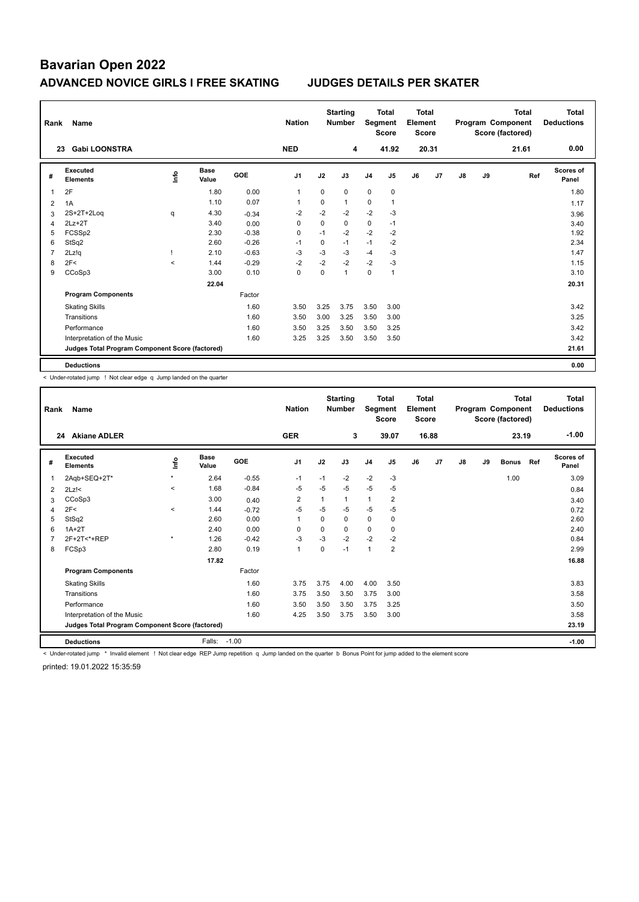# Bavarian Open 2022

## ADVANCED NOVICE GIRLS I FREE SKATING     JUDGES DETAILS PER SKATER

| Rank | Name | Nation | Starting Number | Total Segment Score | Total Element Score | Total Program Component Score (factored) | Total Deductions |
|---|---|---|---|---|---|---|---|
| 23 | Gabi LOONSTRA | NED | 4 | 41.92 | 20.31 | 21.61 | 0.00 |

| # | Executed Elements | Info | Base Value | GOE | J1 | J2 | J3 | J4 | J5 | J6 | J7 | J8 | J9 | Ref | Scores of Panel |
|---|---|---|---|---|---|---|---|---|---|---|---|---|---|---|---|
| 1 | 2F | | 1.80 | 0.00 | 1 | 0 | 0 | 0 | 0 | | | | | | 1.80 |
| 2 | 1A | | 1.10 | 0.07 | 1 | 0 | 1 | 0 | 1 | | | | | | 1.17 |
| 3 | 2S+2T+2Loq | q | 4.30 | -0.34 | -2 | -2 | -2 | -2 | -3 | | | | | | 3.96 |
| 4 | 2Lz+2T | | 3.40 | 0.00 | 0 | 0 | 0 | 0 | -1 | | | | | | 3.40 |
| 5 | FCSSp2 | | 2.30 | -0.38 | 0 | -1 | -2 | -2 | -2 | | | | | | 1.92 |
| 6 | StSq2 | | 2.60 | -0.26 | -1 | 0 | -1 | -1 | -2 | | | | | | 2.34 |
| 7 | 2Lz!q | ! | 2.10 | -0.63 | -3 | -3 | -3 | -4 | -3 | | | | | | 1.47 |
| 8 | 2F< | < | 1.44 | -0.29 | -2 | -2 | -2 | -2 | -3 | | | | | | 1.15 |
| 9 | CCoSp3 | | 3.00 | 0.10 | 0 | 0 | 1 | 0 | 1 | | | | | | 3.10 |
| | | | 22.04 | | | | | | | | | | | | 20.31 |
| | **Program Components** | | | Factor | | | | | | | | | | | |
| | Skating Skills | | | 1.60 | 3.50 | 3.25 | 3.75 | 3.50 | 3.00 | | | | | | 3.42 |
| | Transitions | | | 1.60 | 3.50 | 3.00 | 3.25 | 3.50 | 3.00 | | | | | | 3.25 |
| | Performance | | | 1.60 | 3.50 | 3.25 | 3.50 | 3.50 | 3.25 | | | | | | 3.42 |
| | Interpretation of the Music | | | 1.60 | 3.25 | 3.25 | 3.50 | 3.50 | 3.50 | | | | | | 3.42 |
| | **Judges Total Program Component Score (factored)** | | | | | | | | | | | | | | 21.61 |
| | **Deductions** | | | | | | | | | | | | | | 0.00 |

< Under-rotated jump ! Not clear edge q Jump landed on the quarter

| Rank | Name | Nation | Starting Number | Total Segment Score | Total Element Score | Total Program Component Score (factored) | Total Deductions |
|---|---|---|---|---|---|---|---|
| 24 | Akiane ADLER | GER | 3 | 39.07 | 16.88 | 23.19 | -1.00 |

| # | Executed Elements | Info | Base Value | GOE | J1 | J2 | J3 | J4 | J5 | J6 | J7 | J8 | J9 | Bonus | Ref | Scores of Panel |
|---|---|---|---|---|---|---|---|---|---|---|---|---|---|---|---|---|
| 1 | 2Aqb+SEQ+2T* | * | 2.64 | -0.55 | -1 | -1 | -2 | -2 | -3 | | | | | 1.00 | | 3.09 |
| 2 | 2Lz!< | < | 1.68 | -0.84 | -5 | -5 | -5 | -5 | -5 | | | | | | | 0.84 |
| 3 | CCoSp3 | | 3.00 | 0.40 | 2 | 1 | 1 | 1 | 2 | | | | | | | 3.40 |
| 4 | 2F< | < | 1.44 | -0.72 | -5 | -5 | -5 | -5 | -5 | | | | | | | 0.72 |
| 5 | StSq2 | | 2.60 | 0.00 | 1 | 0 | 0 | 0 | 0 | | | | | | | 2.60 |
| 6 | 1A+2T | | 2.40 | 0.00 | 0 | 0 | 0 | 0 | 0 | | | | | | | 2.40 |
| 7 | 2F+2T<*+REP | * | 1.26 | -0.42 | -3 | -3 | -2 | -2 | -2 | | | | | | | 0.84 |
| 8 | FCSp3 | | 2.80 | 0.19 | 1 | 0 | -1 | 1 | 2 | | | | | | | 2.99 |
| | | | 17.82 | | | | | | | | | | | | | 16.88 |
| | **Program Components** | | | Factor | | | | | | | | | | | | |
| | Skating Skills | | | 1.60 | 3.75 | 3.75 | 4.00 | 4.00 | 3.50 | | | | | | | 3.83 |
| | Transitions | | | 1.60 | 3.75 | 3.50 | 3.50 | 3.75 | 3.00 | | | | | | | 3.58 |
| | Performance | | | 1.60 | 3.50 | 3.50 | 3.50 | 3.75 | 3.25 | | | | | | | 3.50 |
| | Interpretation of the Music | | | 1.60 | 4.25 | 3.50 | 3.75 | 3.50 | 3.00 | | | | | | | 3.58 |
| | **Judges Total Program Component Score (factored)** | | | | | | | | | | | | | | | 23.19 |
| | **Deductions** | | Falls: | -1.00 | | | | | | | | | | | | -1.00 |

< Under-rotated jump * Invalid element ! Not clear edge REP Jump repetition q Jump landed on the quarter b Bonus Point for jump added to the element score

printed: 19.01.2022 15:35:59